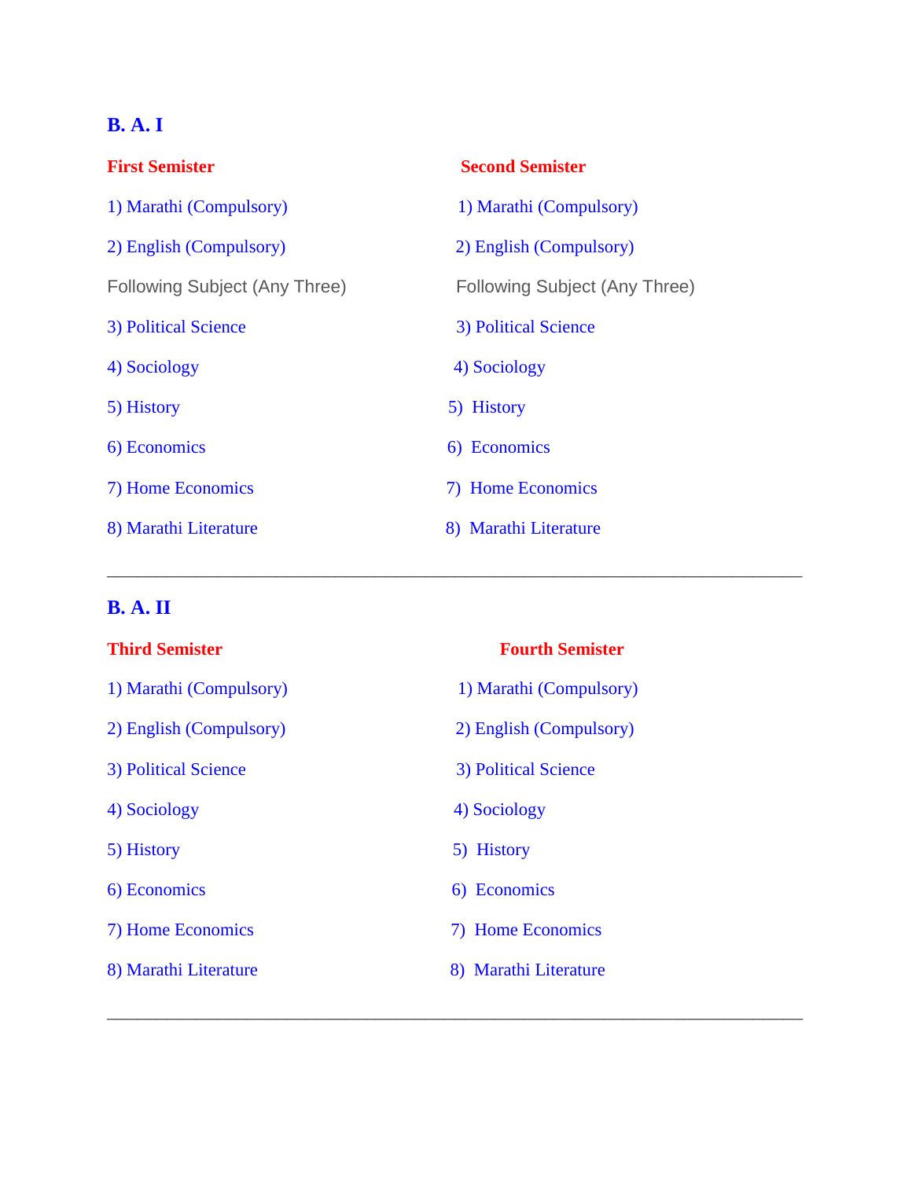## B. A. I

**First Semister**

1) Marathi (Compulsory)

2) English (Compulsory)

Following Subject (Any Three)

3) Political Science

4) Sociology

5) History

6) Economics

7) Home Economics

8) Marathi Literature

**Second Semister**

1) Marathi (Compulsory)

2) English (Compulsory)

Following Subject (Any Three)

3) Political Science

4) Sociology

5) History

6) Economics

7) Home Economics

8) Marathi Literature

---

## B. A. II

**Third Semister**

1) Marathi (Compulsory)

2) English (Compulsory)

3) Political Science

4) Sociology

5) History

6) Economics

7) Home Economics

8) Marathi Literature

**Fourth Semister**

1) Marathi (Compulsory)

2) English (Compulsory)

3) Political Science

4) Sociology

5) History

6) Economics

7) Home Economics

8) Marathi Literature

---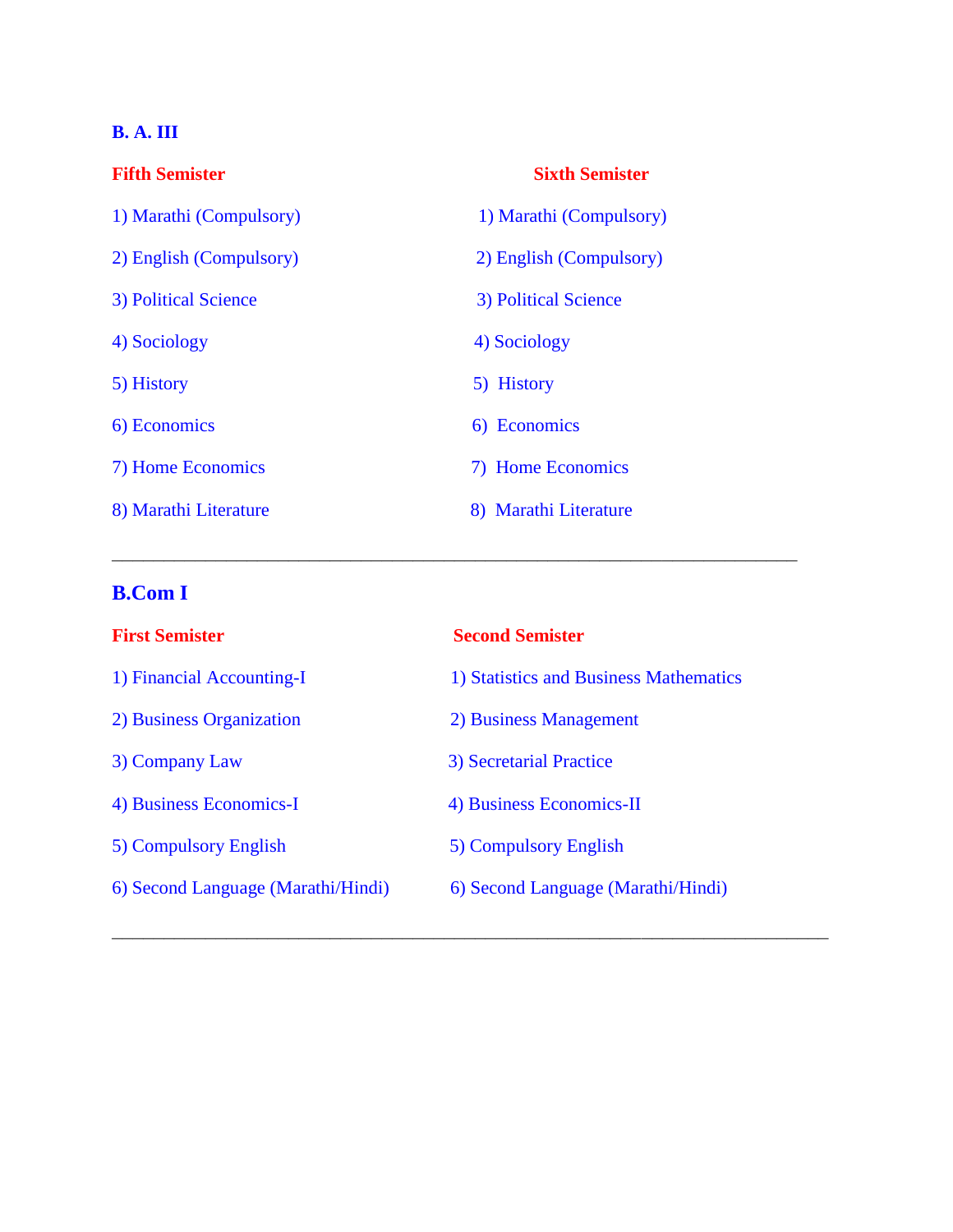## B. A. III

| **Fifth Semister** | **Sixth Semister** |
|---|---|
| 1) Marathi (Compulsory) | 1) Marathi (Compulsory) |
| 2) English (Compulsory) | 2) English (Compulsory) |
| 3) Political Science | 3) Political Science |
| 4) Sociology | 4) Sociology |
| 5) History | 5) History |
| 6) Economics | 6) Economics |
| 7) Home Economics | 7) Home Economics |
| 8) Marathi Literature | 8) Marathi Literature |

---

## B.Com I

| **First Semister** | **Second Semister** |
|---|---|
| 1) Financial Accounting-I | 1) Statistics and Business Mathematics |
| 2) Business Organization | 2) Business Management |
| 3) Company Law | 3) Secretarial Practice |
| 4) Business Economics-I | 4) Business Economics-II |
| 5) Compulsory English | 5) Compulsory English |
| 6) Second Language (Marathi/Hindi) | 6) Second Language (Marathi/Hindi) |

---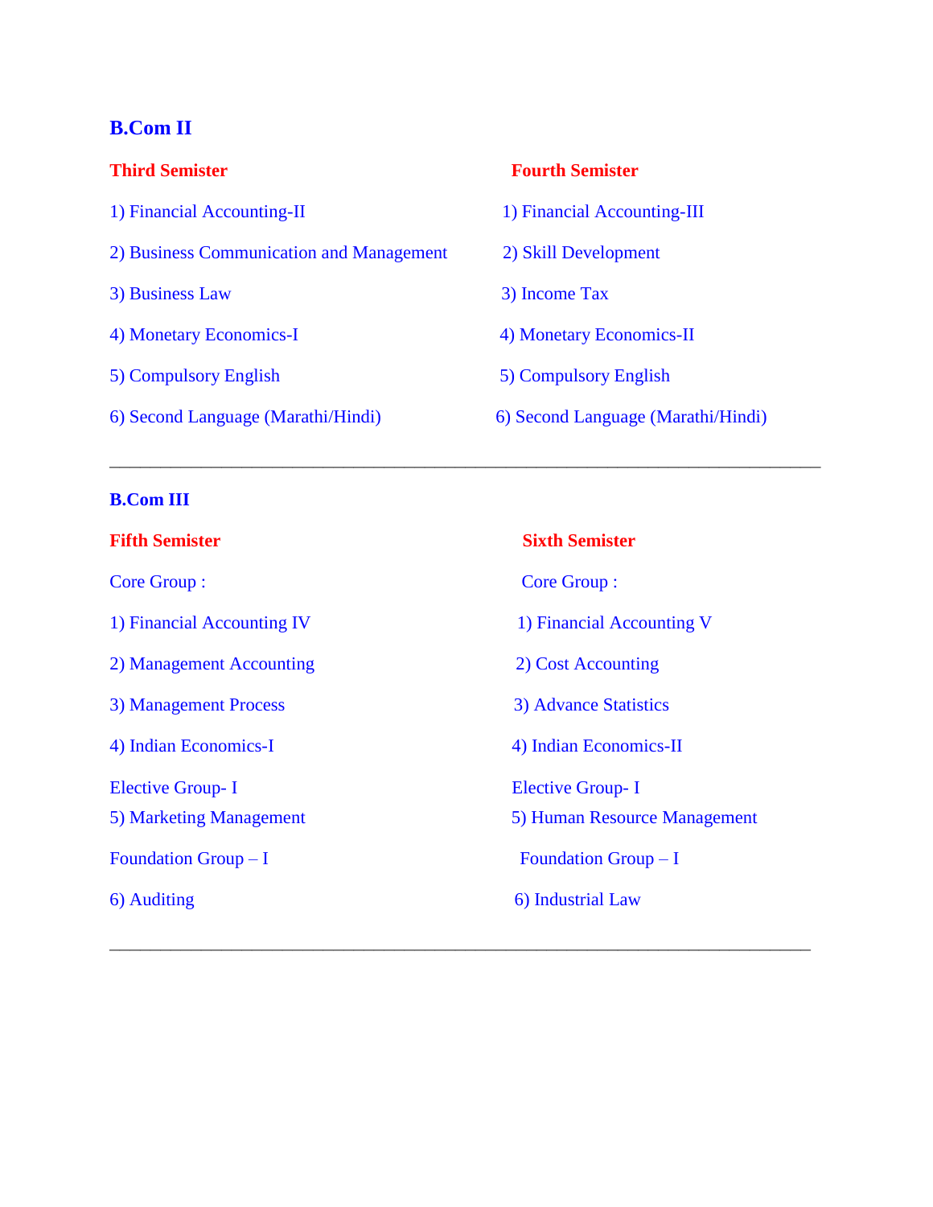## B.Com II

### Third Semister

1) Financial Accounting-II

2) Business Communication and Management

3) Business Law

4) Monetary Economics-I

5) Compulsory English

6) Second Language (Marathi/Hindi)

### Fourth Semister

1) Financial Accounting-III

2) Skill Development

3) Income Tax

4) Monetary Economics-II

5) Compulsory English

6) Second Language (Marathi/Hindi)

---

## B.Com III

### Fifth Semister

Core Group :

1) Financial Accounting IV

2) Management Accounting

3) Management Process

4) Indian Economics-I

Elective Group- I

5) Marketing Management

Foundation Group – I

6) Auditing

### Sixth Semister

Core Group :

1) Financial Accounting V

2) Cost Accounting

3) Advance Statistics

4) Indian Economics-II

Elective Group- I

5) Human Resource Management

Foundation Group – I

6) Industrial Law

---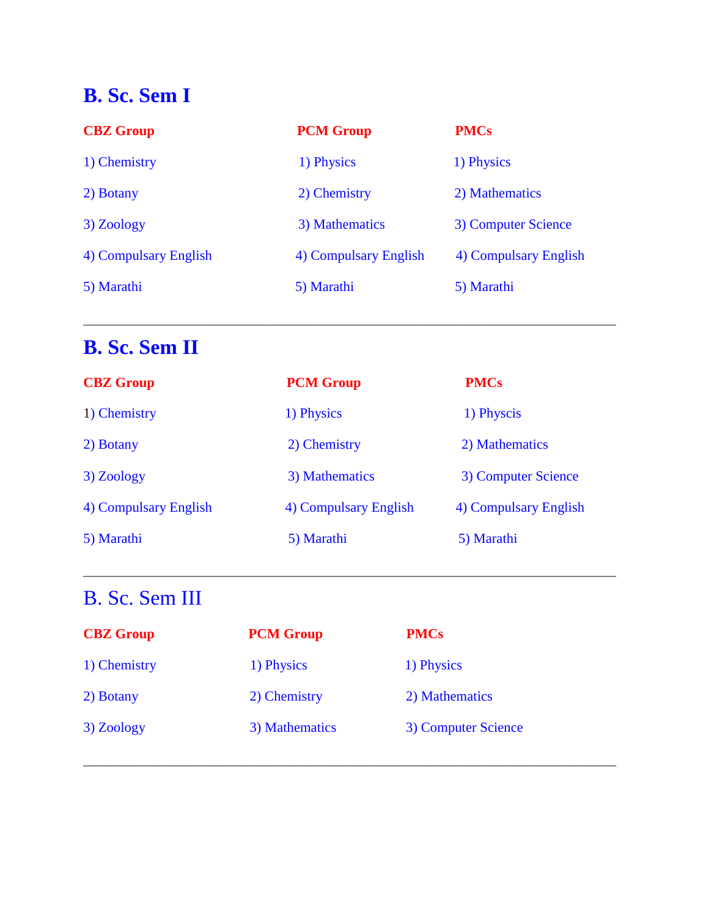## B. Sc. Sem I

| CBZ Group | PCM Group | PMCs |
| --- | --- | --- |
| 1) Chemistry | 1) Physics | 1) Physics |
| 2) Botany | 2) Chemistry | 2) Mathematics |
| 3) Zoology | 3) Mathematics | 3) Computer Science |
| 4) Compulsary English | 4) Compulsary English | 4) Compulsary English |
| 5) Marathi | 5) Marathi | 5) Marathi |

---

## B. Sc. Sem II

| CBZ Group | PCM Group | PMCs |
| --- | --- | --- |
| 1) Chemistry | 1) Physics | 1) Physcis |
| 2) Botany | 2) Chemistry | 2) Mathematics |
| 3) Zoology | 3) Mathematics | 3) Computer Science |
| 4) Compulsary English | 4) Compulsary English | 4) Compulsary English |
| 5) Marathi | 5) Marathi | 5) Marathi |

---

## B. Sc. Sem III

| CBZ Group | PCM Group | PMCs |
| --- | --- | --- |
| 1) Chemistry | 1) Physics | 1) Physics |
| 2) Botany | 2) Chemistry | 2) Mathematics |
| 3) Zoology | 3) Mathematics | 3) Computer Science |

---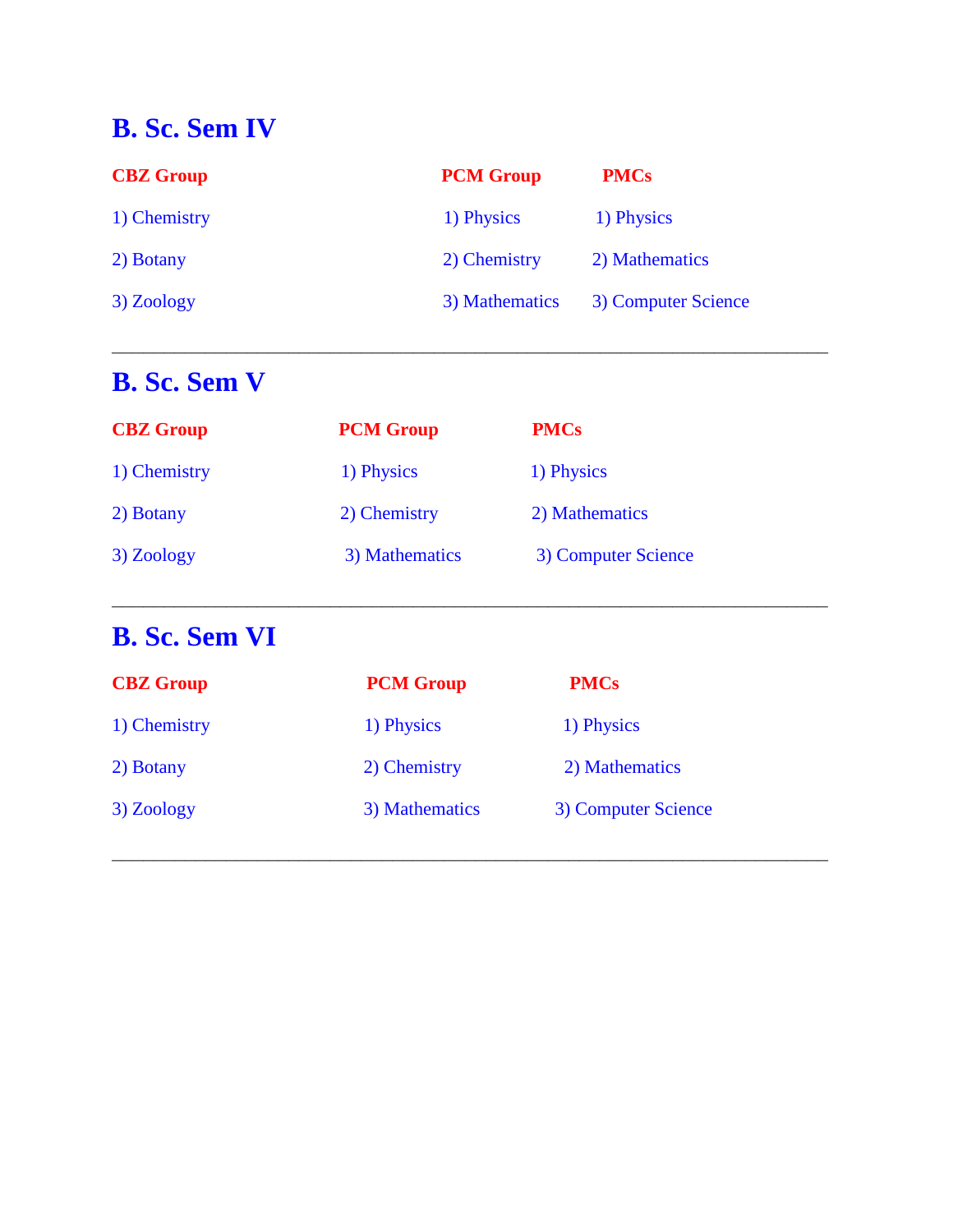# B. Sc. Sem IV

| CBZ Group | PCM Group | PMCs |
| --- | --- | --- |
| 1) Chemistry | 1) Physics | 1) Physics |
| 2) Botany | 2) Chemistry | 2) Mathematics |
| 3) Zoology | 3) Mathematics | 3) Computer Science |

---

# B. Sc. Sem V

| CBZ Group | PCM Group | PMCs |
| --- | --- | --- |
| 1) Chemistry | 1) Physics | 1) Physics |
| 2) Botany | 2) Chemistry | 2) Mathematics |
| 3) Zoology | 3) Mathematics | 3) Computer Science |

---

# B. Sc. Sem VI

| CBZ Group | PCM Group | PMCs |
| --- | --- | --- |
| 1) Chemistry | 1) Physics | 1) Physics |
| 2) Botany | 2) Chemistry | 2) Mathematics |
| 3) Zoology | 3) Mathematics | 3) Computer Science |

---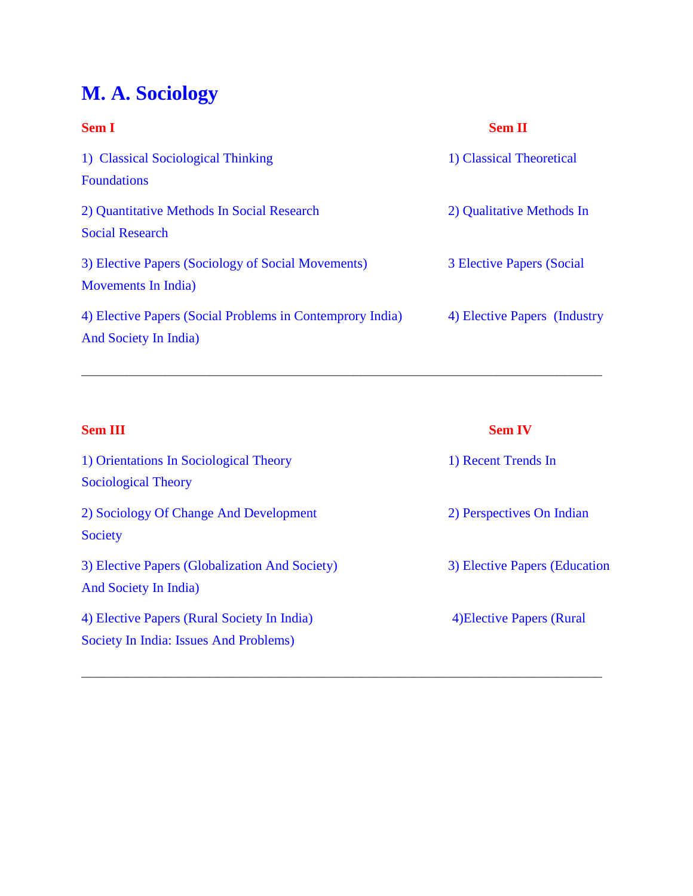# M. A. Sociology

## Sem I

1) Classical Sociological Thinking

2) Quantitative Methods In Social Research

3) Elective Papers (Sociology of Social Movements)

4) Elective Papers (Social Problems in Contemprory India)

## Sem II

1) Classical Theoretical Foundations

2) Qualitative Methods In Social Research

3 Elective Papers (Social Movements In India)

4) Elective Papers (Industry And Society In India)

---

## Sem III

1) Orientations In Sociological Theory

2) Sociology Of Change And Development

3) Elective Papers (Globalization And Society)

4) Elective Papers (Rural Society In India)

## Sem IV

1) Recent Trends In Sociological Theory

2) Perspectives On Indian Society

3) Elective Papers (Education And Society In India)

4) Elective Papers (Rural Society In India: Issues And Problems)

---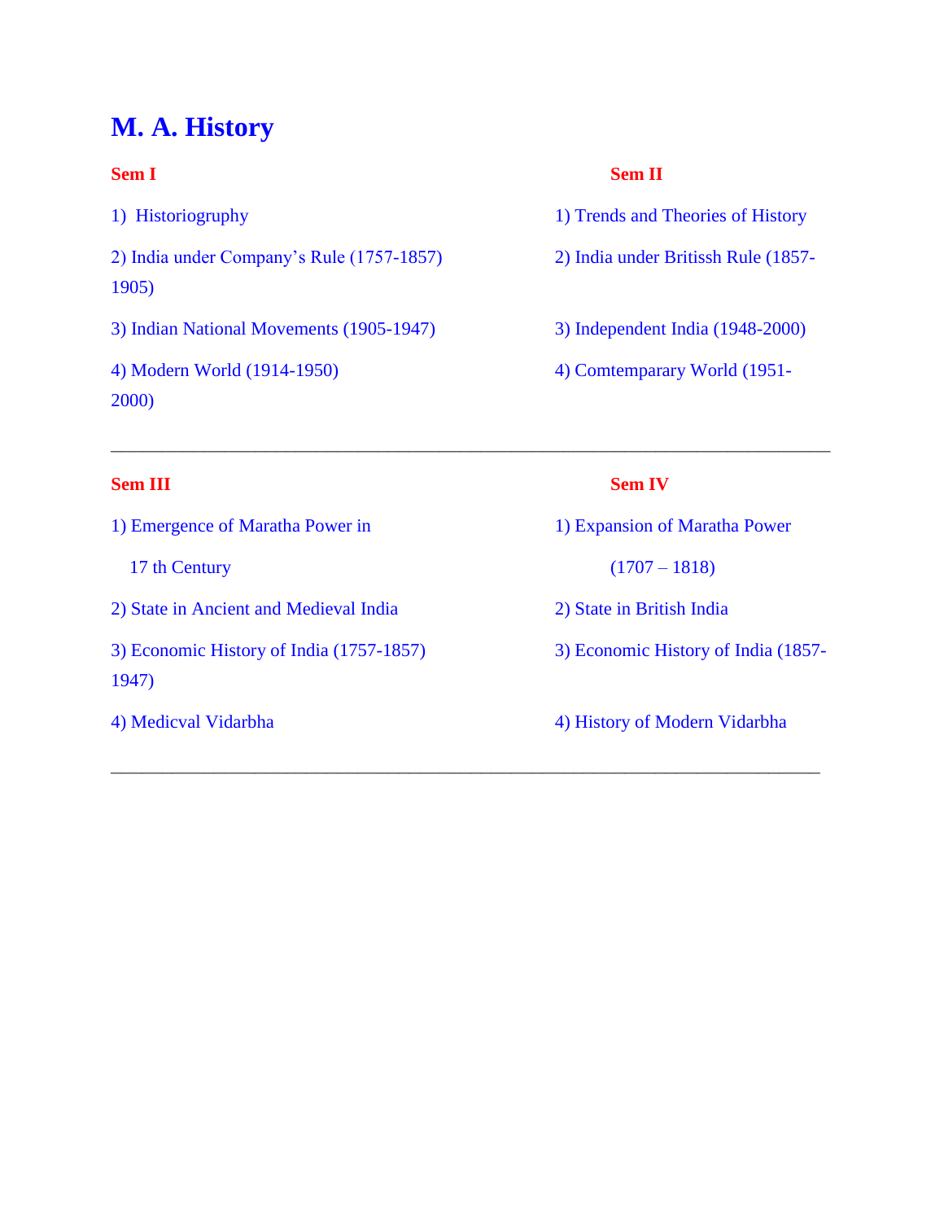# M. A. History

**Sem I**

1) Historiogruphy
2) India under Company's Rule (1757-1857)
3) Indian National Movements (1905-1947)
4) Modern World (1914-1950)

**Sem II**

1) Trends and Theories of History
2) India under Britissh Rule (1857-1905)
3) Independent India (1948-2000)
4) Comtemparary World (1951-2000)

---

**Sem III**

1) Emergence of Maratha Power in 17 th Century
2) State in Ancient and Medieval India
3) Economic History of India (1757-1857)
4) Medicval Vidarbha

**Sem IV**

1) Expansion of Maratha Power (1707 – 1818)
2) State in British India
3) Economic History of India (1857-1947)
4) History of Modern Vidarbha

---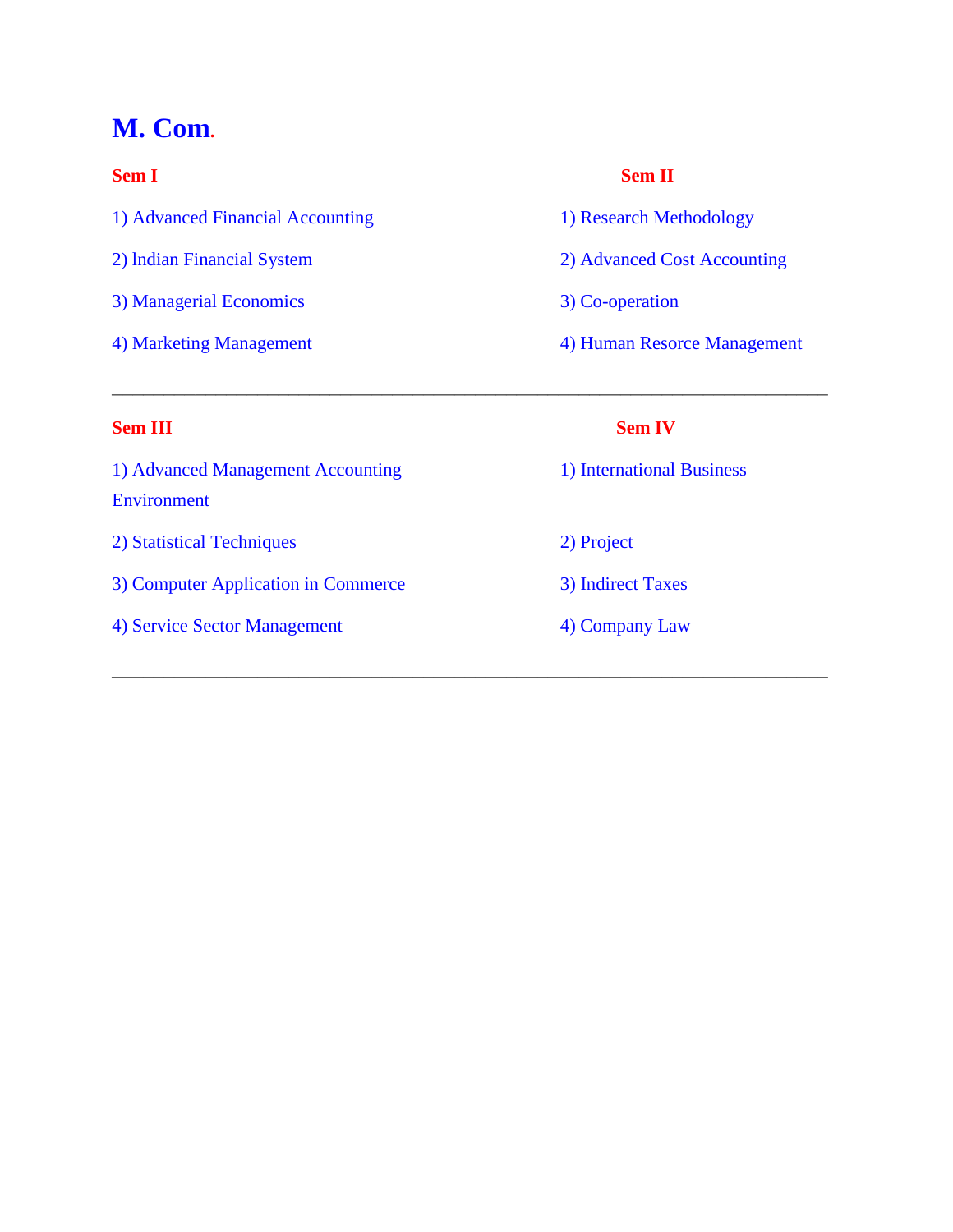# M. Com.

## Sem I

1) Advanced Financial Accounting

2) lndian Financial System

3) Managerial Economics

4) Marketing Management

## Sem II

1) Research Methodology

2) Advanced Cost Accounting

3) Co-operation

4) Human Resorce Management

---

## Sem III

1) Advanced Management Accounting Environment

2) Statistical Techniques

3) Computer Application in Commerce

4) Service Sector Management

## Sem IV

1) International Business

2) Project

3) Indirect Taxes

4) Company Law

---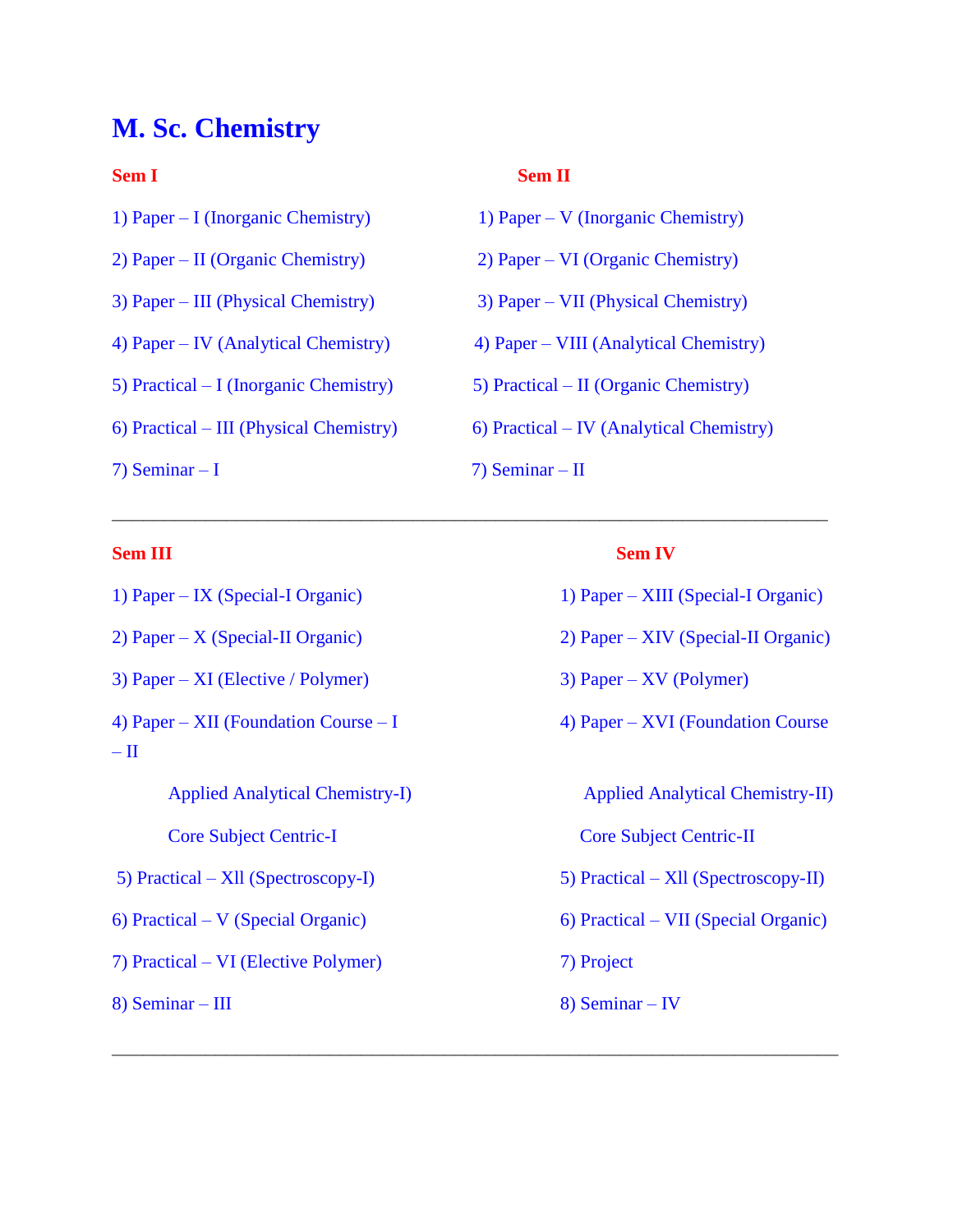# M. Sc. Chemistry

## Sem I

1) Paper – I (Inorganic Chemistry)
2) Paper – II (Organic Chemistry)
3) Paper – III (Physical Chemistry)
4) Paper – IV (Analytical Chemistry)
5) Practical – I (Inorganic Chemistry)
6) Practical – III (Physical Chemistry)
7) Seminar – I

## Sem II

1) Paper – V (Inorganic Chemistry)
2) Paper – VI (Organic Chemistry)
3) Paper – VII (Physical Chemistry)
4) Paper – VIII (Analytical Chemistry)
5) Practical – II (Organic Chemistry)
6) Practical – IV (Analytical Chemistry)
7) Seminar – II

---

## Sem III

1) Paper – IX (Special-I Organic)
2) Paper – X (Special-II Organic)
3) Paper – XI (Elective / Polymer)
4) Paper – XII (Foundation Course – I – II

   Applied Analytical Chemistry-I)

   Core Subject Centric-I
5) Practical – XII (Spectroscopy-I)
6) Practical – V (Special Organic)
7) Practical – VI (Elective Polymer)
8) Seminar – III

## Sem IV

1) Paper – XIII (Special-I Organic)
2) Paper – XIV (Special-II Organic)
3) Paper – XV (Polymer)
4) Paper – XVI (Foundation Course

   Applied Analytical Chemistry-II)

   Core Subject Centric-II
5) Practical – XII (Spectroscopy-II)
6) Practical – VII (Special Organic)
7) Project
8) Seminar – IV

---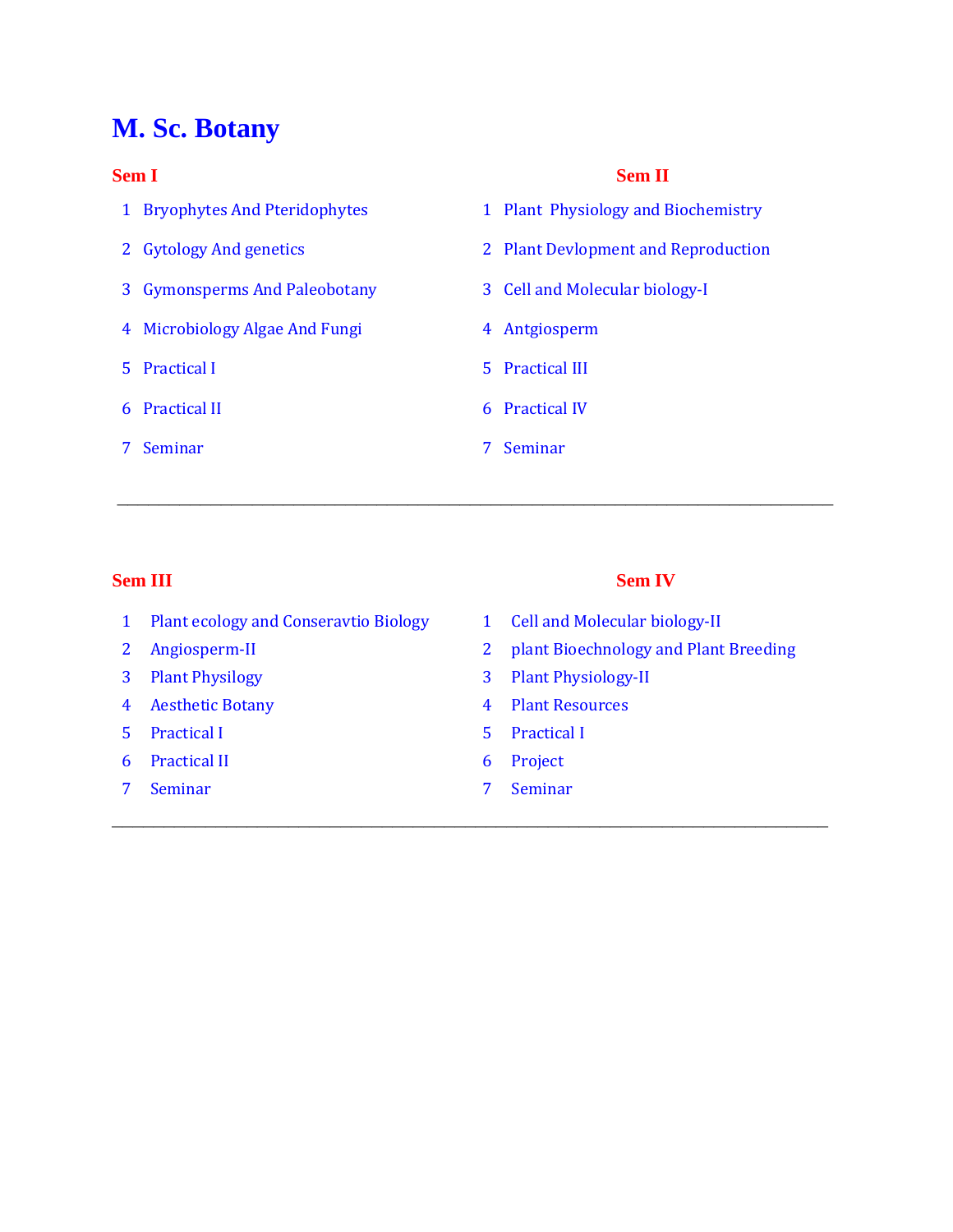# M. Sc. Botany

## Sem I

1. Bryophytes And Pteridophytes
2. Gytology And genetics
3. Gymonsperms And Paleobotany
4. Microbiology Algae And Fungi
5. Practical I
6. Practical II
7. Seminar

## Sem II

1. Plant Physiology and Biochemistry
2. Plant Devlopment and Reproduction
3. Cell and Molecular biology-I
4. Antgiosperm
5. Practical III
6. Practical IV
7. Seminar

---

## Sem III

1. Plant ecology and Conseravtio Biology
2. Angiosperm-II
3. Plant Physilogy
4. Aesthetic Botany
5. Practical I
6. Practical II
7. Seminar

## Sem IV

1. Cell and Molecular biology-II
2. plant Bioechnology and Plant Breeding
3. Plant Physiology-II
4. Plant Resources
5. Practical I
6. Project
7. Seminar

---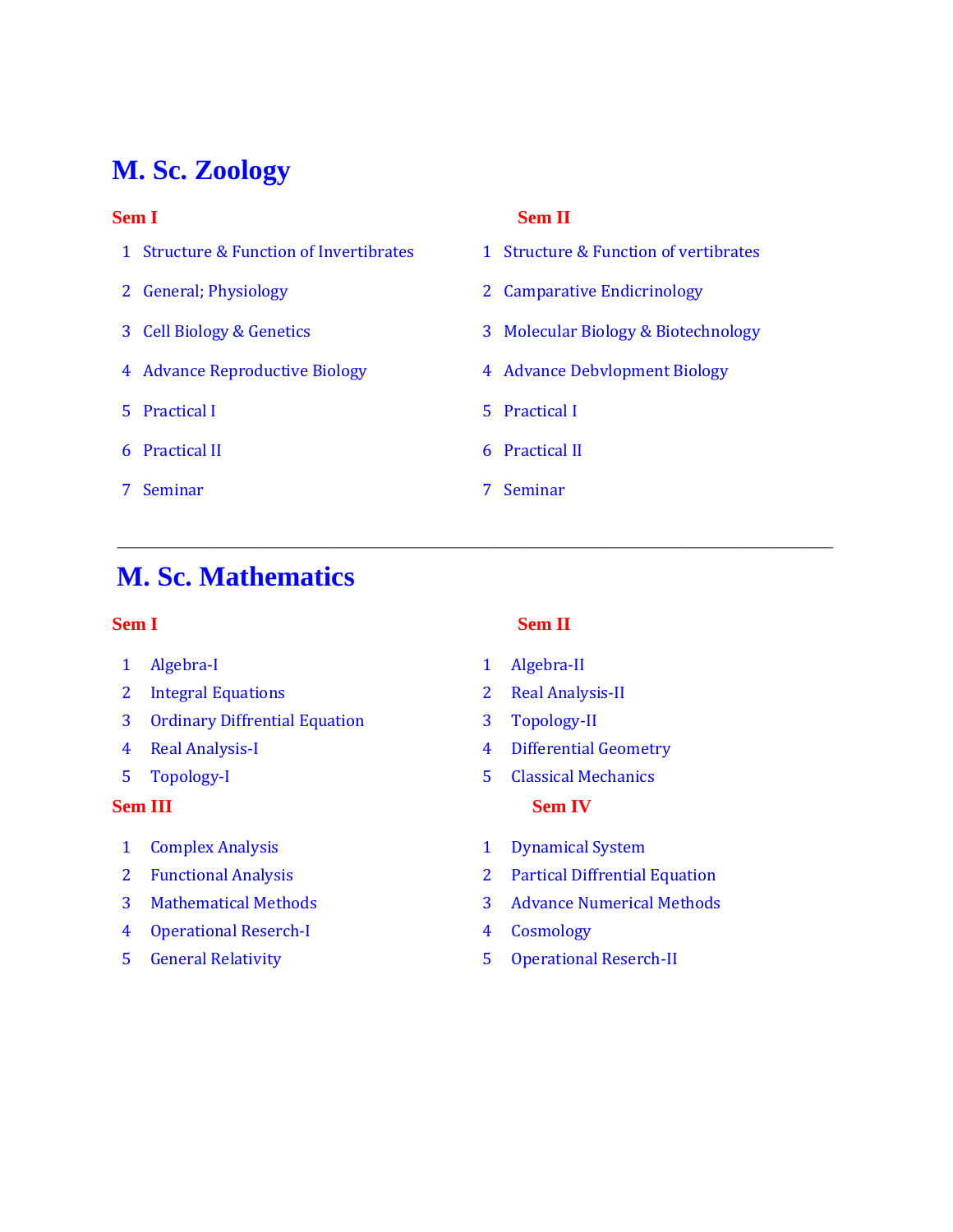# M. Sc. Zoology

## Sem I

1. Structure & Function of Invertibrates
2. General; Physiology
3. Cell Biology & Genetics
4. Advance Reproductive Biology
5. Practical I
6. Practical II
7. Seminar

## Sem II

1. Structure & Function of vertibrates
2. Camparative Endicrinology
3. Molecular Biology & Biotechnology
4. Advance Debvlopment Biology
5. Practical I
6. Practical II
7. Seminar

---

# M. Sc. Mathematics

## Sem I

1. Algebra-I
2. Integral Equations
3. Ordinary Diffrential Equation
4. Real Analysis-I
5. Topology-I

## Sem II

1. Algebra-II
2. Real Analysis-II
3. Topology-II
4. Differential Geometry
5. Classical Mechanics

## Sem III

1. Complex Analysis
2. Functional Analysis
3. Mathematical Methods
4. Operational Reserch-I
5. General Relativity

## Sem IV

1. Dynamical System
2. Partical Diffrential Equation
3. Advance Numerical Methods
4. Cosmology
5. Operational Reserch-II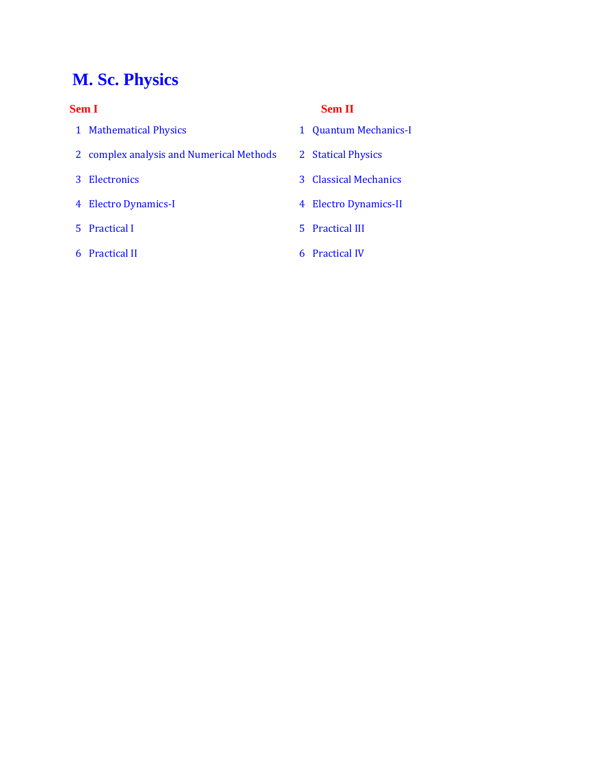# M. Sc. Physics

## Sem I

1. Mathematical Physics
2. complex analysis and Numerical Methods
3. Electronics
4. Electro Dynamics-I
5. Practical I
6. Practical II

## Sem II

1. Quantum Mechanics-I
2. Statical Physics
3. Classical Mechanics
4. Electro Dynamics-II
5. Practical III
6. Practical IV